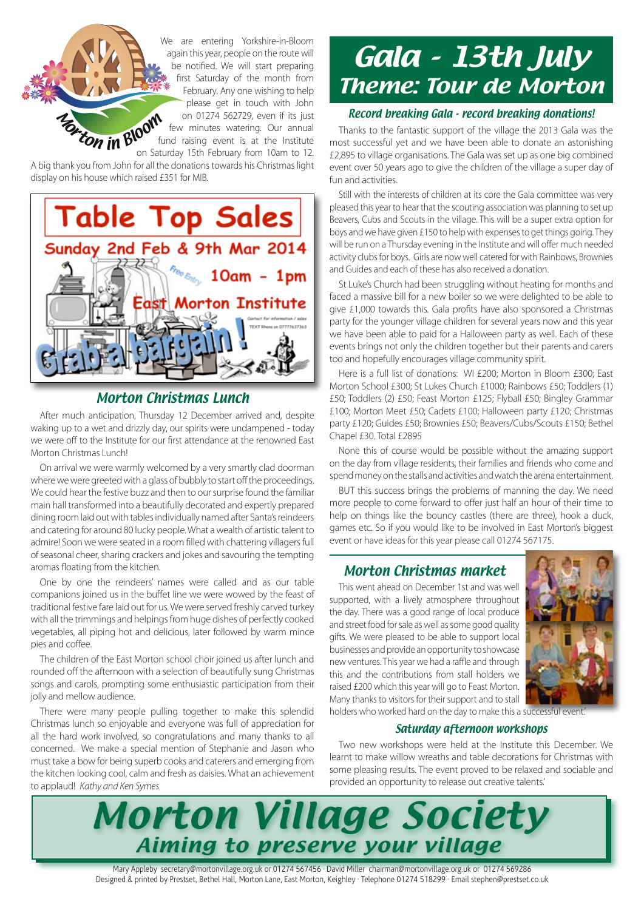Morton in Bloom

We are entering Yorkshire-in-Bloom again this year, people on the route will be notified. We will start preparing first Saturday of the month from February. Any one wishing to help please get in touch with John on 01274 562729, even if its just few minutes watering. Our annual fund raising event is at the Institute on Saturday 15th February from 10am to 12.

A big thank you from John for all the donations towards his Christmas light display on his house which raised £351 for MIB.

# Table Top Sales

**Sunday 2nd Feb & 9th Mar 2014**

Free Entry **10am - 1pm**

**East Morton Institute**

Contact for information / sales TEXT Rhona on 07777637363

**Grab a bargain!**

## Morton Christmas Lunch

After much anticipation, Thursday 12 December arrived and, despite waking up to a wet and drizzly day, our spirits were undampened - today we were off to the Institute for our first attendance at the renowned East Morton Christmas Lunch!

On arrival we were warmly welcomed by a very smartly clad doorman where we were greeted with a glass of bubbly to start off the proceedings. We could hear the festive buzz and then to our surprise found the familiar main hall transformed into a beautifully decorated and expertly prepared dining room laid out with tables individually named after Santa's reindeers and catering for around 80 lucky people. What a wealth of artistic talent to admire! Soon we were seated in a room filled with chattering villagers full of seasonal cheer, sharing crackers and jokes and savouring the tempting aromas floating from the kitchen.

One by one the reindeers' names were called and as our table companions joined us in the buffet line we were wowed by the feast of traditional festive fare laid out for us. We were served freshly carved turkey with all the trimmings and helpings from huge dishes of perfectly cooked vegetables, all piping hot and delicious, later followed by warm mince pies and coffee.

The children of the East Morton school choir joined us after lunch and rounded off the afternoon with a selection of beautifully sung Christmas songs and carols, prompting some enthusiastic participation from their jolly and mellow audience.

There were many people pulling together to make this splendid Christmas lunch so enjoyable and everyone was full of appreciation for all the hard work involved, so congratulations and many thanks to all concerned. We make a special mention of Stephanie and Jason who must take a bow for being superb cooks and caterers and emerging from the kitchen looking cool, calm and fresh as daisies. What an achievement to applaud! *Kathy and Ken Symes*

# Gala - 13th July
## Theme: Tour de Morton

### Record breaking Gala - record breaking donations!

Thanks to the fantastic support of the village the 2013 Gala was the most successful yet and we have been able to donate an astonishing £2,895 to village organisations. The Gala was set up as one big combined event over 50 years ago to give the children of the village a super day of fun and activities.

Still with the interests of children at its core the Gala committee was very pleased this year to hear that the scouting association was planning to set up Beavers, Cubs and Scouts in the village. This will be a super extra option for boys and we have given £150 to help with expenses to get things going. They will be run on a Thursday evening in the Institute and will offer much needed activity clubs for boys. Girls are now well catered for with Rainbows, Brownies and Guides and each of these has also received a donation.

St Luke's Church had been struggling without heating for months and faced a massive bill for a new boiler so we were delighted to be able to give £1,000 towards this. Gala profits have also sponsored a Christmas party for the younger village children for several years now and this year we have been able to paid for a Halloween party as well. Each of these events brings not only the children together but their parents and carers too and hopefully encourages village community spirit.

Here is a full list of donations: WI £200; Morton in Bloom £300; East Morton School £300; St Lukes Church £1000; Rainbows £50; Toddlers (1) £50; Toddlers (2) £50; Feast Morton £125; Flyball £50; Bingley Grammar £100; Morton Meet £50; Cadets £100; Halloween party £120; Christmas party £120; Guides £50; Brownies £50; Beavers/Cubs/Scouts £150; Bethel Chapel £30. Total £2895

None this of course would be possible without the amazing support on the day from village residents, their families and friends who come and spend money on the stalls and activities and watch the arena entertainment.

BUT this success brings the problems of manning the day. We need more people to come forward to offer just half an hour of their time to help on things like the bouncy castles (there are three), hook a duck, games etc. So if you would like to be involved in East Morton's biggest event or have ideas for this year please call 01274 567175.

## Morton Christmas market

This went ahead on December 1st and was well supported, with a lively atmosphere throughout the day. There was a good range of local produce and street food for sale as well as some good quality gifts. We were pleased to be able to support local businesses and provide an opportunity to showcase new ventures. This year we had a raffle and through this and the contributions from stall holders we raised £200 which this year will go to Feast Morton. Many thanks to visitors for their support and to stall holders who worked hard on the day to make this a successful event.'

### Saturday afternoon workshops

Two new workshops were held at the Institute this December. We learnt to make willow wreaths and table decorations for Christmas with some pleasing results. The event proved to be relaxed and sociable and provided an opportunity to release out creative talents.'

# Morton Village Society
## Aiming to preserve your village

Mary Appleby secretary@mortonvillage.org.uk or 01274 567456 · David Miller chairman@mortonvillage.org.uk or 01274 569286
Designed & printed by Prestset, Bethel Hall, Morton Lane, East Morton, Keighley · Telephone 01274 518299 · Email stephen@prestset.co.uk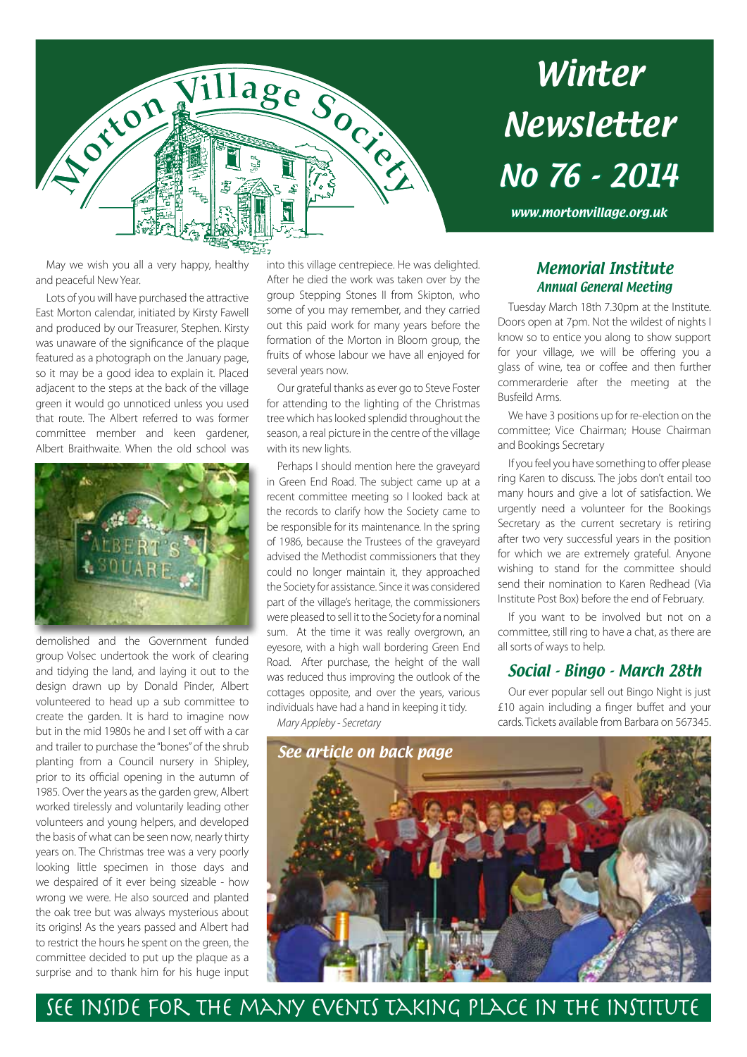# Morton Village Society

# Winter Newsletter No 76 - 2014

*www.mortonvillage.org.uk*

May we wish you all a very happy, healthy and peaceful New Year.

Lots of you will have purchased the attractive East Morton calendar, initiated by Kirsty Fawell and produced by our Treasurer, Stephen. Kirsty was unaware of the significance of the plaque featured as a photograph on the January page, so it may be a good idea to explain it. Placed adjacent to the steps at the back of the village green it would go unnoticed unless you used that route. The Albert referred to was former committee member and keen gardener, Albert Braithwaite. When the old school was demolished and the Government funded group Volsec undertook the work of clearing and tidying the land, and laying it out to the design drawn up by Donald Pinder, Albert volunteered to head up a sub committee to create the garden. It is hard to imagine now but in the mid 1980s he and I set off with a car and trailer to purchase the "bones" of the shrub planting from a Council nursery in Shipley, prior to its official opening in the autumn of 1985. Over the years as the garden grew, Albert worked tirelessly and voluntarily leading other volunteers and young helpers, and developed the basis of what can be seen now, nearly thirty years on. The Christmas tree was a very poorly looking little specimen in those days and we despaired of it ever being sizeable - how wrong we were. He also sourced and planted the oak tree but was always mysterious about its origins! As the years passed and Albert had to restrict the hours he spent on the green, the committee decided to put up the plaque as a surprise and to thank him for his huge input into this village centrepiece. He was delighted. After he died the work was taken over by the group Stepping Stones II from Skipton, who some of you may remember, and they carried out this paid work for many years before the formation of the Morton in Bloom group, the fruits of whose labour we have all enjoyed for several years now.

Our grateful thanks as ever go to Steve Foster for attending to the lighting of the Christmas tree which has looked splendid throughout the season, a real picture in the centre of the village with its new lights.

Perhaps I should mention here the graveyard in Green End Road. The subject came up at a recent committee meeting so I looked back at the records to clarify how the Society came to be responsible for its maintenance. In the spring of 1986, because the Trustees of the graveyard advised the Methodist commissioners that they could no longer maintain it, they approached the Society for assistance. Since it was considered part of the village's heritage, the commissioners were pleased to sell it to the Society for a nominal sum. At the time it was really overgrown, an eyesore, with a high wall bordering Green End Road. After purchase, the height of the wall was reduced thus improving the outlook of the cottages opposite, and over the years, various individuals have had a hand in keeping it tidy.

*Mary Appleby - Secretary*

## Memorial Institute
### Annual General Meeting

Tuesday March 18th 7.30pm at the Institute. Doors open at 7pm. Not the wildest of nights I know so to entice you along to show support for your village, we will be offering you a glass of wine, tea or coffee and then further commerarderie after the meeting at the Busfeild Arms.

We have 3 positions up for re-election on the committee; Vice Chairman; House Chairman and Bookings Secretary

If you feel you have something to offer please ring Karen to discuss. The jobs don't entail too many hours and give a lot of satisfaction. We urgently need a volunteer for the Bookings Secretary as the current secretary is retiring after two very successful years in the position for which we are extremely grateful. Anyone wishing to stand for the committee should send their nomination to Karen Redhead (Via Institute Post Box) before the end of February.

If you want to be involved but not on a committee, still ring to have a chat, as there are all sorts of ways to help.

## Social - Bingo - March 28th

Our ever popular sell out Bingo Night is just £10 again including a finger buffet and your cards. Tickets available from Barbara on 567345.

*See article on back page*

SEE INSIDE FOR THE MANY EVENTS TAKING PLACE IN THE INSTITUTE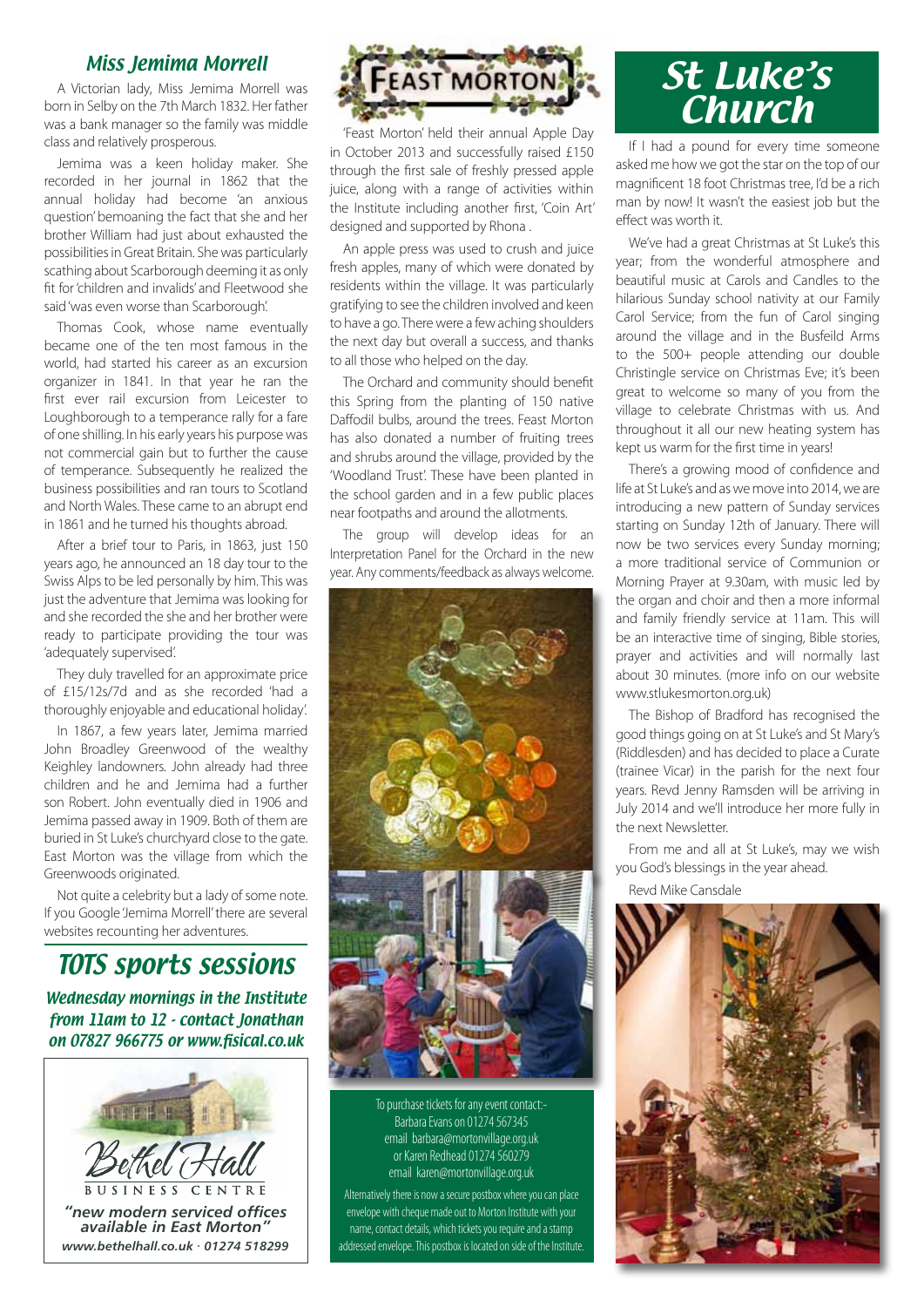## Miss Jemima Morrell

A Victorian lady, Miss Jemima Morrell was born in Selby on the 7th March 1832. Her father was a bank manager so the family was middle class and relatively prosperous.

Jemima was a keen holiday maker. She recorded in her journal in 1862 that the annual holiday had become 'an anxious question' bemoaning the fact that she and her brother William had just about exhausted the possibilities in Great Britain. She was particularly scathing about Scarborough deeming it as only fit for 'children and invalids' and Fleetwood she said 'was even worse than Scarborough'.

Thomas Cook, whose name eventually became one of the ten most famous in the world, had started his career as an excursion organizer in 1841. In that year he ran the first ever rail excursion from Leicester to Loughborough to a temperance rally for a fare of one shilling. In his early years his purpose was not commercial gain but to further the cause of temperance. Subsequently he realized the business possibilities and ran tours to Scotland and North Wales. These came to an abrupt end in 1861 and he turned his thoughts abroad.

After a brief tour to Paris, in 1863, just 150 years ago, he announced an 18 day tour to the Swiss Alps to be led personally by him. This was just the adventure that Jemima was looking for and she recorded the she and her brother were ready to participate providing the tour was 'adequately supervised'.

They duly travelled for an approximate price of £15/12s/7d and as she recorded 'had a thoroughly enjoyable and educational holiday'.

In 1867, a few years later, Jemima married John Broadley Greenwood of the wealthy Keighley landowners. John already had three children and he and Jemima had a further son Robert. John eventually died in 1906 and Jemima passed away in 1909. Both of them are buried in St Luke's churchyard close to the gate. East Morton was the village from which the Greenwoods originated.

Not quite a celebrity but a lady of some note. If you Google 'Jemima Morrell' there are several websites recounting her adventures.

## TOTS sports sessions

***Wednesday mornings in the Institute from 11am to 12 - contact Jonathan on 07827 966775 or www.fisical.co.uk***

**Bethel Hall**
BUSINESS CENTRE

***"new modern serviced offices available in East Morton"***
*www.bethelhall.co.uk · 01274 518299*

## Feast Morton

'Feast Morton' held their annual Apple Day in October 2013 and successfully raised £150 through the first sale of freshly pressed apple juice, along with a range of activities within the Institute including another first, 'Coin Art' designed and supported by Rhona .

An apple press was used to crush and juice fresh apples, many of which were donated by residents within the village. It was particularly gratifying to see the children involved and keen to have a go. There were a few aching shoulders the next day but overall a success, and thanks to all those who helped on the day.

The Orchard and community should benefit this Spring from the planting of 150 native Daffodil bulbs, around the trees. Feast Morton has also donated a number of fruiting trees and shrubs around the village, provided by the 'Woodland Trust'. These have been planted in the school garden and in a few public places near footpaths and around the allotments.

The group will develop ideas for an Interpretation Panel for the Orchard in the new year. Any comments/feedback as always welcome.

To purchase tickets for any event contact:-
Barbara Evans on 01274 567345
email barbara@mortonvillage.org.uk
or Karen Redhead 01274 560279
email karen@mortonvillage.org.uk

Alternatively there is now a secure postbox where you can place envelope with cheque made out to Morton Institute with your name, contact details, which tickets you require and a stamp addressed envelope. This postbox is located on side of the Institute.

## St Luke's Church

If I had a pound for every time someone asked me how we got the star on the top of our magnificent 18 foot Christmas tree, I'd be a rich man by now! It wasn't the easiest job but the effect was worth it.

We've had a great Christmas at St Luke's this year; from the wonderful atmosphere and beautiful music at Carols and Candles to the hilarious Sunday school nativity at our Family Carol Service; from the fun of Carol singing around the village and in the Busfeild Arms to the 500+ people attending our double Christingle service on Christmas Eve; it's been great to welcome so many of you from the village to celebrate Christmas with us. And throughout it all our new heating system has kept us warm for the first time in years!

There's a growing mood of confidence and life at St Luke's and as we move into 2014, we are introducing a new pattern of Sunday services starting on Sunday 12th of January. There will now be two services every Sunday morning; a more traditional service of Communion or Morning Prayer at 9.30am, with music led by the organ and choir and then a more informal and family friendly service at 11am. This will be an interactive time of singing, Bible stories, prayer and activities and will normally last about 30 minutes. (more info on our website www.stlukesmorton.org.uk)

The Bishop of Bradford has recognised the good things going on at St Luke's and St Mary's (Riddlesden) and has decided to place a Curate (trainee Vicar) in the parish for the next four years. Revd Jenny Ramsden will be arriving in July 2014 and we'll introduce her more fully in the next Newsletter.

From me and all at St Luke's, may we wish you God's blessings in the year ahead.

Revd Mike Cansdale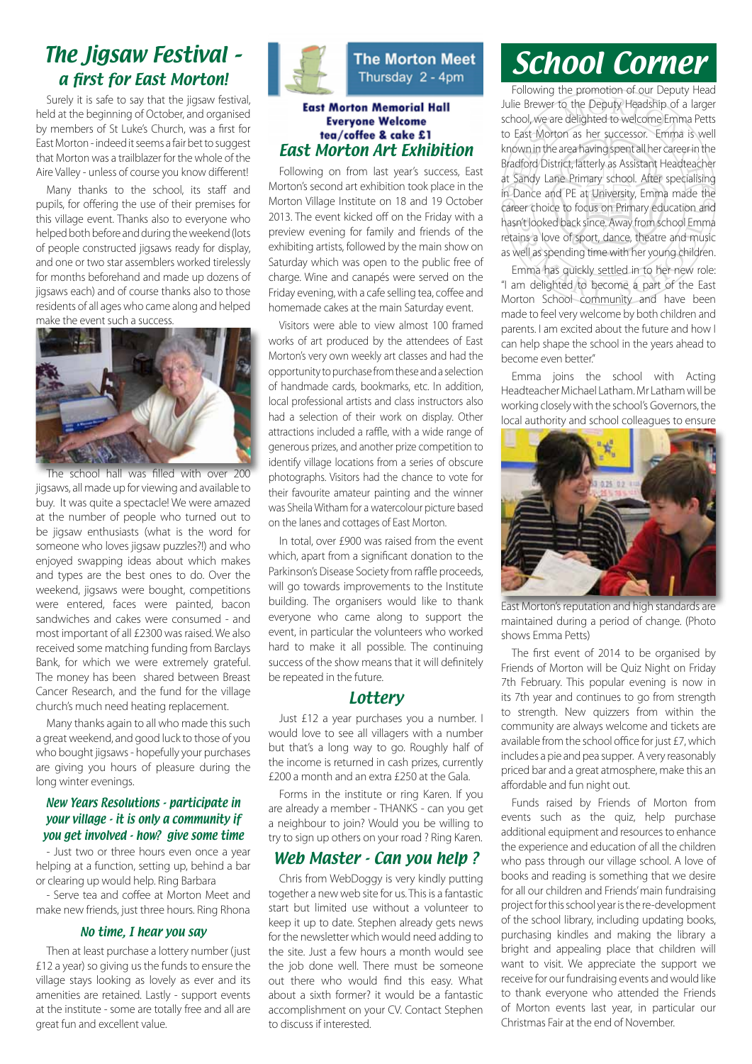# The Jigsaw Festival - a first for East Morton!

Surely it is safe to say that the jigsaw festival, held at the beginning of October, and organised by members of St Luke's Church, was a first for East Morton - indeed it seems a fair bet to suggest that Morton was a trailblazer for the whole of the Aire Valley - unless of course you know different!

Many thanks to the school, its staff and pupils, for offering the use of their premises for this village event. Thanks also to everyone who helped both before and during the weekend (lots of people constructed jigsaws ready for display, and one or two star assemblers worked tirelessly for months beforehand and made up dozens of jigsaws each) and of course thanks also to those residents of all ages who came along and helped make the event such a success.

The school hall was filled with over 200 jigsaws, all made up for viewing and available to buy. It was quite a spectacle! We were amazed at the number of people who turned out to be jigsaw enthusiasts (what is the word for someone who loves jigsaw puzzles?!) and who enjoyed swapping ideas about which makes and types are the best ones to do. Over the weekend, jigsaws were bought, competitions were entered, faces were painted, bacon sandwiches and cakes were consumed - and most important of all £2300 was raised. We also received some matching funding from Barclays Bank, for which we were extremely grateful. The money has been shared between Breast Cancer Research, and the fund for the village church's much need heating replacement.

Many thanks again to all who made this such a great weekend, and good luck to those of you who bought jigsaws - hopefully your purchases are giving you hours of pleasure during the long winter evenings.

### *New Years Resolutions - participate in your village - it is only a community if you get involved - how? give some time*

- Just two or three hours even once a year helping at a function, setting up, behind a bar or clearing up would help. Ring Barbara

- Serve tea and coffee at Morton Meet and make new friends, just three hours. Ring Rhona

### *No time, I hear you say*

Then at least purchase a lottery number (just £12 a year) so giving us the funds to ensure the village stays looking as lovely as ever and its amenities are retained. Lastly - support events at the institute - some are totally free and all are great fun and excellent value.

**The Morton Meet**
Thursday 2 - 4pm

**East Morton Memorial Hall**
**Everyone Welcome**
**tea/coffee & cake £1**

# East Morton Art Exhibition

Following on from last year's success, East Morton's second art exhibition took place in the Morton Village Institute on 18 and 19 October 2013. The event kicked off on the Friday with a preview evening for family and friends of the exhibiting artists, followed by the main show on Saturday which was open to the public free of charge. Wine and canapés were served on the Friday evening, with a cafe selling tea, coffee and homemade cakes at the main Saturday event.

Visitors were able to view almost 100 framed works of art produced by the attendees of East Morton's very own weekly art classes and had the opportunity to purchase from these and a selection of handmade cards, bookmarks, etc. In addition, local professional artists and class instructors also had a selection of their work on display. Other attractions included a raffle, with a wide range of generous prizes, and another prize competition to identify village locations from a series of obscure photographs. Visitors had the chance to vote for their favourite amateur painting and the winner was Sheila Witham for a watercolour picture based on the lanes and cottages of East Morton.

In total, over £900 was raised from the event which, apart from a significant donation to the Parkinson's Disease Society from raffle proceeds, will go towards improvements to the Institute building. The organisers would like to thank everyone who came along to support the event, in particular the volunteers who worked hard to make it all possible. The continuing success of the show means that it will definitely be repeated in the future.

## Lottery

Just £12 a year purchases you a number. I would love to see all villagers with a number but that's a long way to go. Roughly half of the income is returned in cash prizes, currently £200 a month and an extra £250 at the Gala.

Forms in the institute or ring Karen. If you are already a member - THANKS - can you get a neighbour to join? Would you be willing to try to sign up others on your road ? Ring Karen.

## Web Master - Can you help ?

Chris from WebDoggy is very kindly putting together a new web site for us. This is a fantastic start but limited use without a volunteer to keep it up to date. Stephen already gets news for the newsletter which would need adding to the site. Just a few hours a month would see the job done well. There must be someone out there who would find this easy. What about a sixth former? it would be a fantastic accomplishment on your CV. Contact Stephen to discuss if interested.

# School Corner

Following the promotion of our Deputy Head Julie Brewer to the Deputy Headship of a larger school, we are delighted to welcome Emma Petts to East Morton as her successor. Emma is well known in the area having spent all her career in the Bradford District, latterly as Assistant Headteacher at Sandy Lane Primary school. After specialising in Dance and PE at University, Emma made the career choice to focus on Primary education and hasn't looked back since. Away from school Emma retains a love of sport, dance, theatre and music as well as spending time with her young children.

Emma has quickly settled in to her new role: "I am delighted to become a part of the East Morton School community and have been made to feel very welcome by both children and parents. I am excited about the future and how I can help shape the school in the years ahead to become even better."

Emma joins the school with Acting Headteacher Michael Latham. Mr Latham will be working closely with the school's Governors, the local authority and school colleagues to ensure East Morton's reputation and high standards are maintained during a period of change. (Photo shows Emma Petts)

The first event of 2014 to be organised by Friends of Morton will be Quiz Night on Friday 7th February. This popular evening is now in its 7th year and continues to go from strength to strength. New quizzers from within the community are always welcome and tickets are available from the school office for just £7, which includes a pie and pea supper. A very reasonably priced bar and a great atmosphere, make this an affordable and fun night out.

Funds raised by Friends of Morton from events such as the quiz, help purchase additional equipment and resources to enhance the experience and education of all the children who pass through our village school. A love of books and reading is something that we desire for all our children and Friends' main fundraising project for this school year is the re-development of the school library, including updating books, purchasing kindles and making the library a bright and appealing place that children will want to visit. We appreciate the support we receive for our fundraising events and would like to thank everyone who attended the Friends of Morton events last year, in particular our Christmas Fair at the end of November.